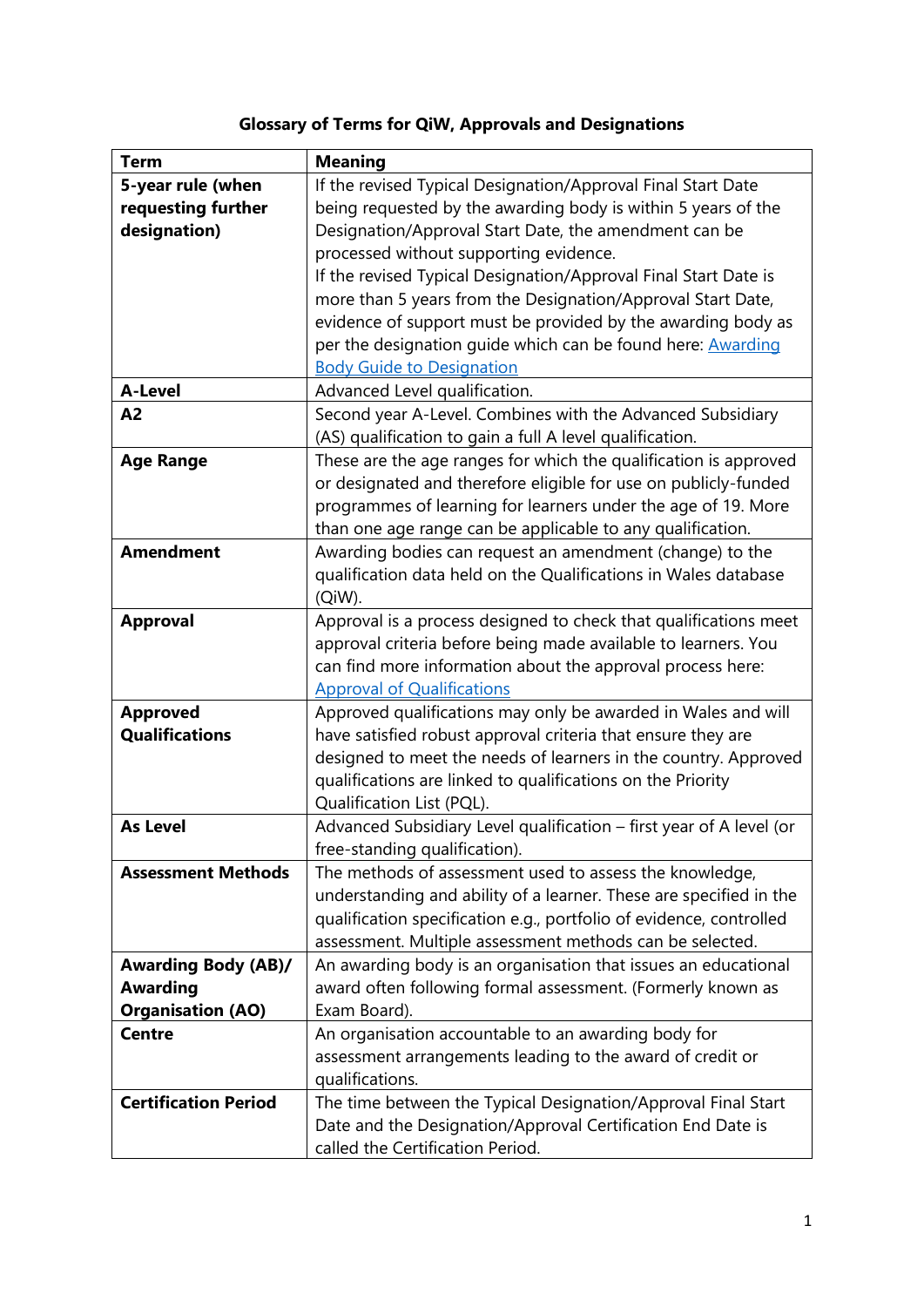**Glossary of Terms for QiW, Approvals and Designations**

| Term | Meaning |
|---|---|
| **5-year rule (when requesting further designation)** | If the revised Typical Designation/Approval Final Start Date being requested by the awarding body is within 5 years of the Designation/Approval Start Date, the amendment can be processed without supporting evidence.<br>If the revised Typical Designation/Approval Final Start Date is more than 5 years from the Designation/Approval Start Date, evidence of support must be provided by the awarding body as per the designation guide which can be found here: [Awarding Body Guide to Designation]() |
| **A-Level** | Advanced Level qualification. |
| **A2** | Second year A-Level. Combines with the Advanced Subsidiary (AS) qualification to gain a full A level qualification. |
| **Age Range** | These are the age ranges for which the qualification is approved or designated and therefore eligible for use on publicly-funded programmes of learning for learners under the age of 19. More than one age range can be applicable to any qualification. |
| **Amendment** | Awarding bodies can request an amendment (change) to the qualification data held on the Qualifications in Wales database (QiW). |
| **Approval** | Approval is a process designed to check that qualifications meet approval criteria before being made available to learners. You can find more information about the approval process here: [Approval of Qualifications]() |
| **Approved Qualifications** | Approved qualifications may only be awarded in Wales and will have satisfied robust approval criteria that ensure they are designed to meet the needs of learners in the country. Approved qualifications are linked to qualifications on the Priority Qualification List (PQL). |
| **As Level** | Advanced Subsidiary Level qualification – first year of A level (or free-standing qualification). |
| **Assessment Methods** | The methods of assessment used to assess the knowledge, understanding and ability of a learner. These are specified in the qualification specification e.g., portfolio of evidence, controlled assessment. Multiple assessment methods can be selected. |
| **Awarding Body (AB)/ Awarding Organisation (AO)** | An awarding body is an organisation that issues an educational award often following formal assessment. (Formerly known as Exam Board). |
| **Centre** | An organisation accountable to an awarding body for assessment arrangements leading to the award of credit or qualifications. |
| **Certification Period** | The time between the Typical Designation/Approval Final Start Date and the Designation/Approval Certification End Date is called the Certification Period. |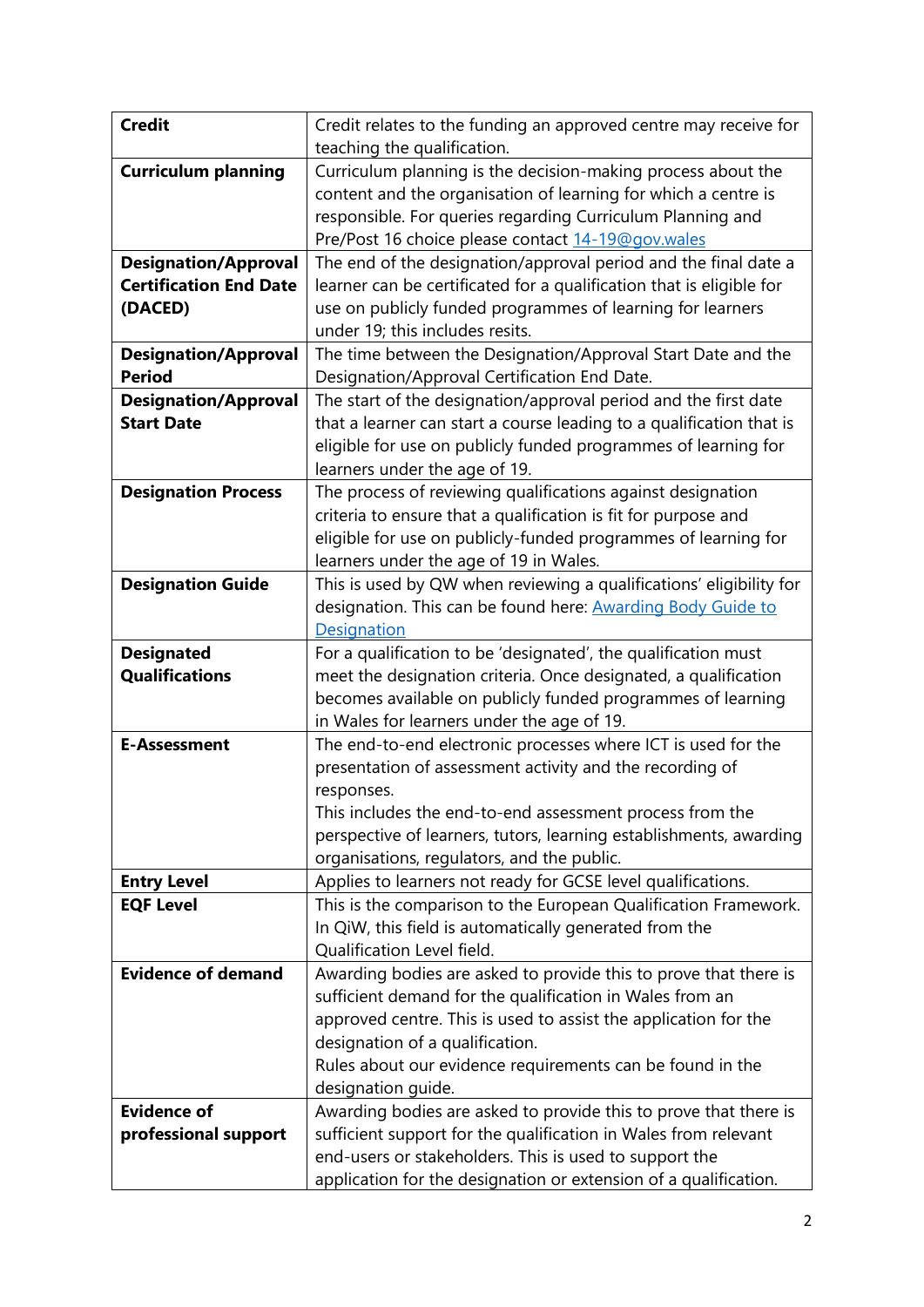| **Credit** | Credit relates to the funding an approved centre may receive for teaching the qualification. |
|---|---|
| **Curriculum planning** | Curriculum planning is the decision-making process about the content and the organisation of learning for which a centre is responsible. For queries regarding Curriculum Planning and Pre/Post 16 choice please contact [14-19@gov.wales](mailto:14-19@gov.wales) |
| **Designation/Approval Certification End Date (DACED)** | The end of the designation/approval period and the final date a learner can be certificated for a qualification that is eligible for use on publicly funded programmes of learning for learners under 19; this includes resits. |
| **Designation/Approval Period** | The time between the Designation/Approval Start Date and the Designation/Approval Certification End Date. |
| **Designation/Approval Start Date** | The start of the designation/approval period and the first date that a learner can start a course leading to a qualification that is eligible for use on publicly funded programmes of learning for learners under the age of 19. |
| **Designation Process** | The process of reviewing qualifications against designation criteria to ensure that a qualification is fit for purpose and eligible for use on publicly-funded programmes of learning for learners under the age of 19 in Wales. |
| **Designation Guide** | This is used by QW when reviewing a qualifications' eligibility for designation. This can be found here: [Awarding Body Guide to Designation]() |
| **Designated Qualifications** | For a qualification to be 'designated', the qualification must meet the designation criteria. Once designated, a qualification becomes available on publicly funded programmes of learning in Wales for learners under the age of 19. |
| **E-Assessment** | The end-to-end electronic processes where ICT is used for the presentation of assessment activity and the recording of responses.<br>This includes the end-to-end assessment process from the perspective of learners, tutors, learning establishments, awarding organisations, regulators, and the public. |
| **Entry Level** | Applies to learners not ready for GCSE level qualifications. |
| **EQF Level** | This is the comparison to the European Qualification Framework. In QiW, this field is automatically generated from the Qualification Level field. |
| **Evidence of demand** | Awarding bodies are asked to provide this to prove that there is sufficient demand for the qualification in Wales from an approved centre. This is used to assist the application for the designation of a qualification.<br>Rules about our evidence requirements can be found in the designation guide. |
| **Evidence of professional support** | Awarding bodies are asked to provide this to prove that there is sufficient support for the qualification in Wales from relevant end-users or stakeholders. This is used to support the application for the designation or extension of a qualification. |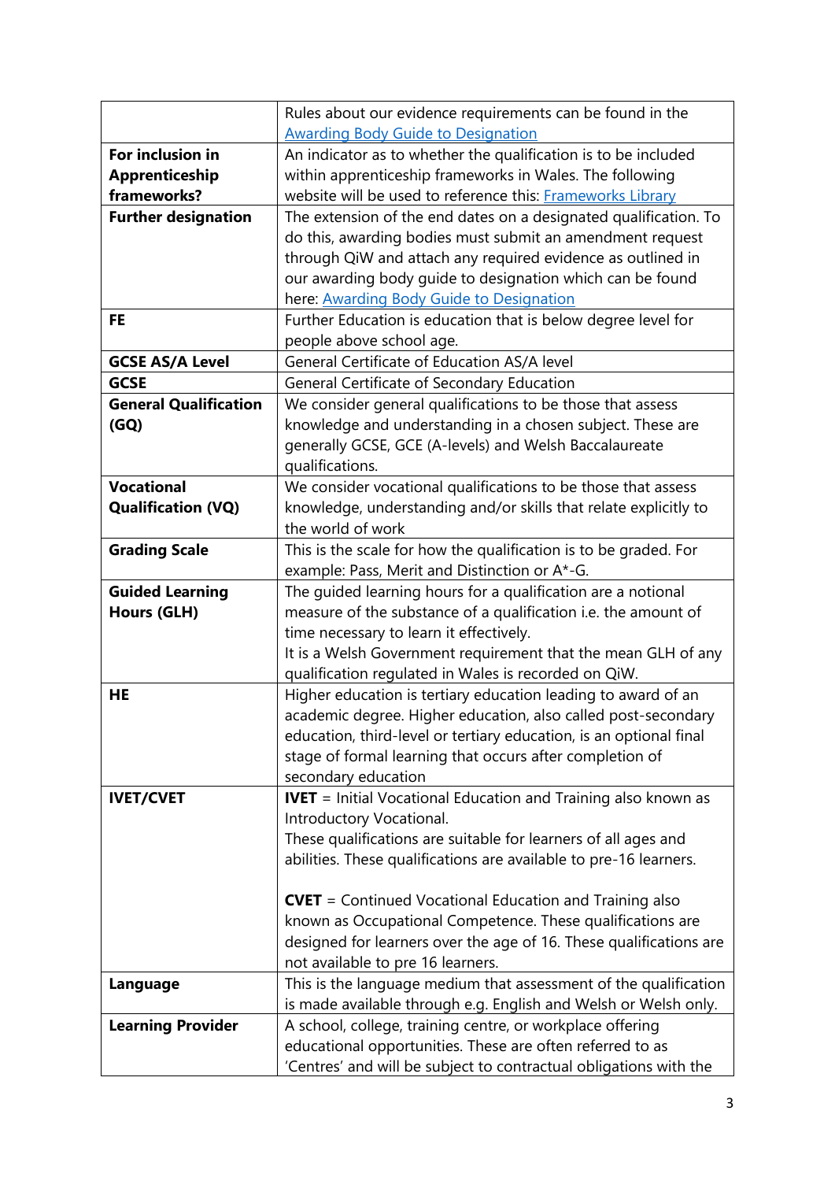| | |
|---|---|
| | Rules about our evidence requirements can be found in the [Awarding Body Guide to Designation] |
| **For inclusion in Apprenticeship frameworks?** | An indicator as to whether the qualification is to be included within apprenticeship frameworks in Wales. The following website will be used to reference this: [Frameworks Library] |
| **Further designation** | The extension of the end dates on a designated qualification. To do this, awarding bodies must submit an amendment request through QiW and attach any required evidence as outlined in our awarding body guide to designation which can be found here: [Awarding Body Guide to Designation] |
| **FE** | Further Education is education that is below degree level for people above school age. |
| **GCSE AS/A Level** | General Certificate of Education AS/A level |
| **GCSE** | General Certificate of Secondary Education |
| **General Qualification (GQ)** | We consider general qualifications to be those that assess knowledge and understanding in a chosen subject. These are generally GCSE, GCE (A-levels) and Welsh Baccalaureate qualifications. |
| **Vocational Qualification (VQ)** | We consider vocational qualifications to be those that assess knowledge, understanding and/or skills that relate explicitly to the world of work |
| **Grading Scale** | This is the scale for how the qualification is to be graded. For example: Pass, Merit and Distinction or A*-G. |
| **Guided Learning Hours (GLH)** | The guided learning hours for a qualification are a notional measure of the substance of a qualification i.e. the amount of time necessary to learn it effectively.<br>It is a Welsh Government requirement that the mean GLH of any qualification regulated in Wales is recorded on QiW. |
| **HE** | Higher education is tertiary education leading to award of an academic degree. Higher education, also called post-secondary education, third-level or tertiary education, is an optional final stage of formal learning that occurs after completion of secondary education |
| **IVET/CVET** | **IVET** = Initial Vocational Education and Training also known as Introductory Vocational.<br>These qualifications are suitable for learners of all ages and abilities. These qualifications are available to pre-16 learners.<br><br>**CVET** = Continued Vocational Education and Training also known as Occupational Competence. These qualifications are designed for learners over the age of 16. These qualifications are not available to pre 16 learners. |
| **Language** | This is the language medium that assessment of the qualification is made available through e.g. English and Welsh or Welsh only. |
| **Learning Provider** | A school, college, training centre, or workplace offering educational opportunities. These are often referred to as 'Centres' and will be subject to contractual obligations with the |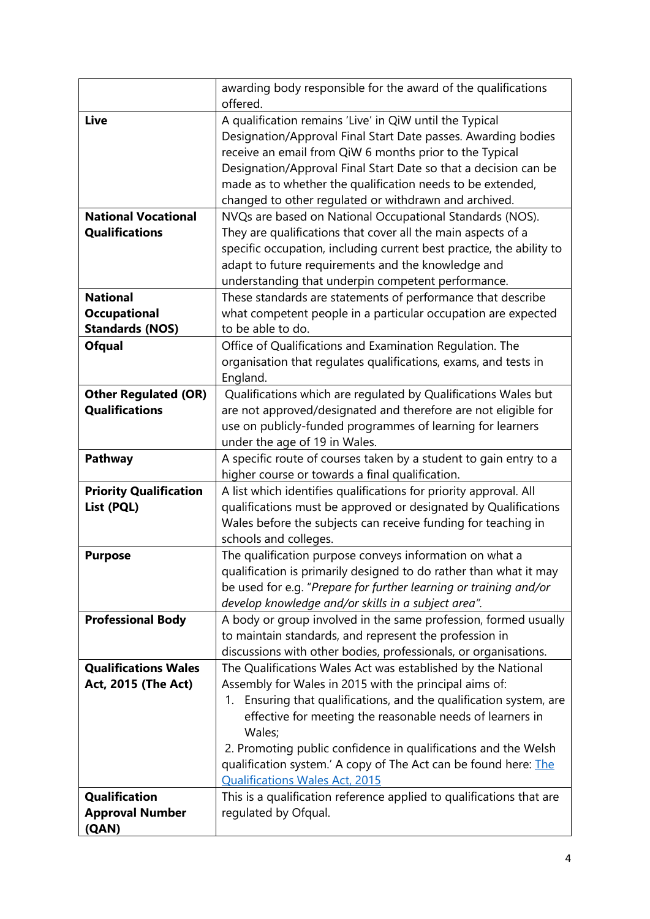| | |
|---|---|
| | awarding body responsible for the award of the qualifications offered. |
| **Live** | A qualification remains 'Live' in QiW until the Typical Designation/Approval Final Start Date passes. Awarding bodies receive an email from QiW 6 months prior to the Typical Designation/Approval Final Start Date so that a decision can be made as to whether the qualification needs to be extended, changed to other regulated or withdrawn and archived. |
| **National Vocational Qualifications** | NVQs are based on National Occupational Standards (NOS). They are qualifications that cover all the main aspects of a specific occupation, including current best practice, the ability to adapt to future requirements and the knowledge and understanding that underpin competent performance. |
| **National Occupational Standards (NOS)** | These standards are statements of performance that describe what competent people in a particular occupation are expected to be able to do. |
| **Ofqual** | Office of Qualifications and Examination Regulation. The organisation that regulates qualifications, exams, and tests in England. |
| **Other Regulated (OR) Qualifications** | Qualifications which are regulated by Qualifications Wales but are not approved/designated and therefore are not eligible for use on publicly-funded programmes of learning for learners under the age of 19 in Wales. |
| **Pathway** | A specific route of courses taken by a student to gain entry to a higher course or towards a final qualification. |
| **Priority Qualification List (PQL)** | A list which identifies qualifications for priority approval. All qualifications must be approved or designated by Qualifications Wales before the subjects can receive funding for teaching in schools and colleges. |
| **Purpose** | The qualification purpose conveys information on what a qualification is primarily designed to do rather than what it may be used for e.g. "*Prepare for further learning or training and/or develop knowledge and/or skills in a subject area*". |
| **Professional Body** | A body or group involved in the same profession, formed usually to maintain standards, and represent the profession in discussions with other bodies, professionals, or organisations. |
| **Qualifications Wales Act, 2015 (The Act)** | The Qualifications Wales Act was established by the National Assembly for Wales in 2015 with the principal aims of: 1. Ensuring that qualifications, and the qualification system, are effective for meeting the reasonable needs of learners in Wales; 2. Promoting public confidence in qualifications and the Welsh qualification system.' A copy of The Act can be found here: The Qualifications Wales Act, 2015 |
| **Qualification Approval Number (QAN)** | This is a qualification reference applied to qualifications that are regulated by Ofqual. |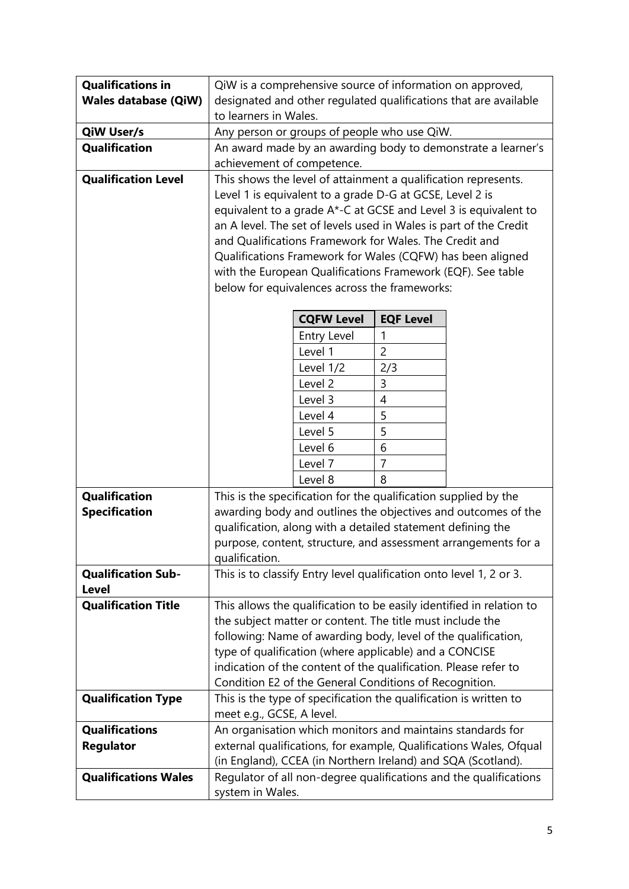| | |
|---|---|
| **Qualifications in Wales database (QiW)** | QiW is a comprehensive source of information on approved, designated and other regulated qualifications that are available to learners in Wales. |
| **QiW User/s** | Any person or groups of people who use QiW. |
| **Qualification** | An award made by an awarding body to demonstrate a learner's achievement of competence. |
| **Qualification Level** | This shows the level of attainment a qualification represents. Level 1 is equivalent to a grade D-G at GCSE, Level 2 is equivalent to a grade A*-C at GCSE and Level 3 is equivalent to an A level. The set of levels used in Wales is part of the Credit and Qualifications Framework for Wales. The Credit and Qualifications Framework for Wales (CQFW) has been aligned with the European Qualifications Framework (EQF). See table below for equivalences across the frameworks: |
| **Qualification Specification** | This is the specification for the qualification supplied by the awarding body and outlines the objectives and outcomes of the qualification, along with a detailed statement defining the purpose, content, structure, and assessment arrangements for a qualification. |
| **Qualification Sub-Level** | This is to classify Entry level qualification onto level 1, 2 or 3. |
| **Qualification Title** | This allows the qualification to be easily identified in relation to the subject matter or content. The title must include the following: Name of awarding body, level of the qualification, type of qualification (where applicable) and a CONCISE indication of the content of the qualification. Please refer to Condition E2 of the General Conditions of Recognition. |
| **Qualification Type** | This is the type of specification the qualification is written to meet e.g., GCSE, A level. |
| **Qualifications Regulator** | An organisation which monitors and maintains standards for external qualifications, for example, Qualifications Wales, Ofqual (in England), CCEA (in Northern Ireland) and SQA (Scotland). |
| **Qualifications Wales** | Regulator of all non-degree qualifications and the qualifications system in Wales. |

| CQFW Level | EQF Level |
|---|---|
| Entry Level | 1 |
| Level 1 | 2 |
| Level 1/2 | 2/3 |
| Level 2 | 3 |
| Level 3 | 4 |
| Level 4 | 5 |
| Level 5 | 5 |
| Level 6 | 6 |
| Level 7 | 7 |
| Level 8 | 8 |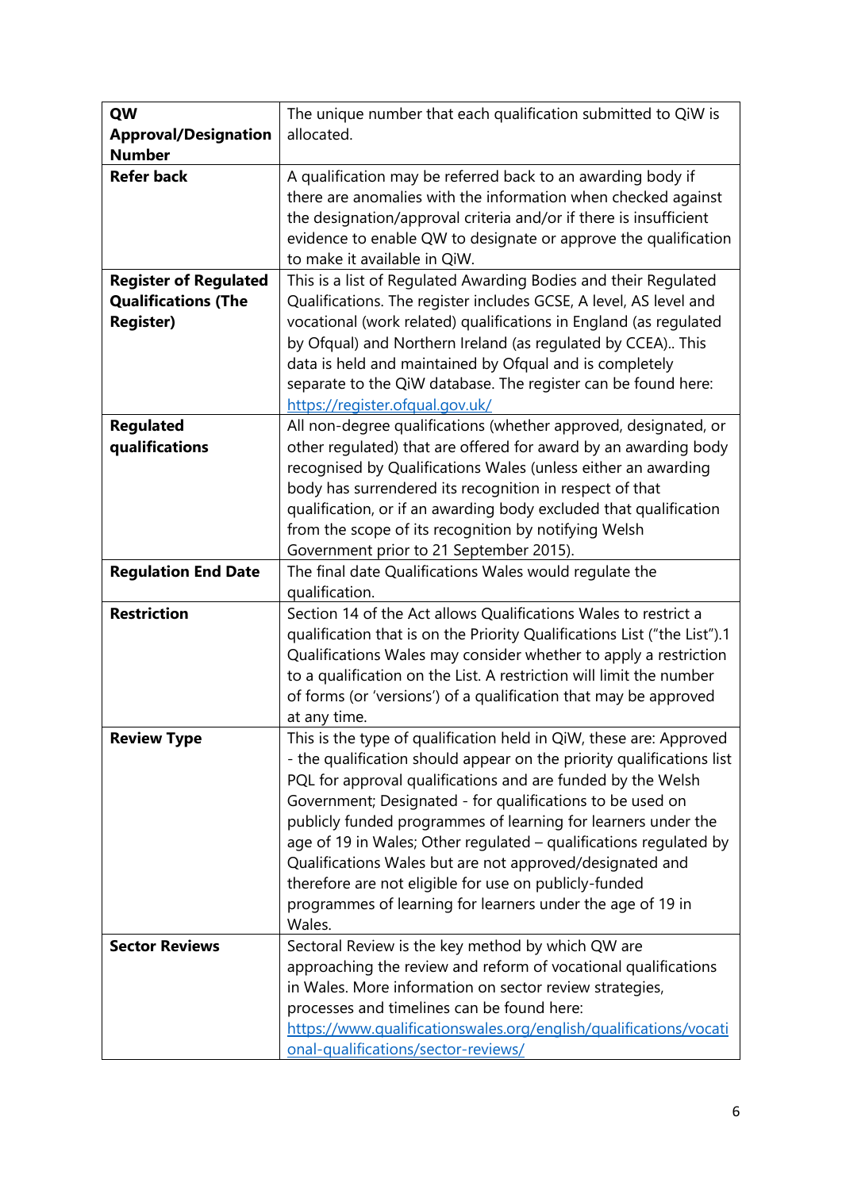| | |
|---|---|
| **QW Approval/Designation Number** | The unique number that each qualification submitted to QiW is allocated. |
| **Refer back** | A qualification may be referred back to an awarding body if there are anomalies with the information when checked against the designation/approval criteria and/or if there is insufficient evidence to enable QW to designate or approve the qualification to make it available in QiW. |
| **Register of Regulated Qualifications (The Register)** | This is a list of Regulated Awarding Bodies and their Regulated Qualifications. The register includes GCSE, A level, AS level and vocational (work related) qualifications in England (as regulated by Ofqual) and Northern Ireland (as regulated by CCEA).. This data is held and maintained by Ofqual and is completely separate to the QiW database. The register can be found here: [https://register.ofqual.gov.uk/](https://register.ofqual.gov.uk/) |
| **Regulated qualifications** | All non-degree qualifications (whether approved, designated, or other regulated) that are offered for award by an awarding body recognised by Qualifications Wales (unless either an awarding body has surrendered its recognition in respect of that qualification, or if an awarding body excluded that qualification from the scope of its recognition by notifying Welsh Government prior to 21 September 2015). |
| **Regulation End Date** | The final date Qualifications Wales would regulate the qualification. |
| **Restriction** | Section 14 of the Act allows Qualifications Wales to restrict a qualification that is on the Priority Qualifications List ("the List").[1] Qualifications Wales may consider whether to apply a restriction to a qualification on the List. A restriction will limit the number of forms (or 'versions') of a qualification that may be approved at any time. |
| **Review Type** | This is the type of qualification held in QiW, these are: Approved - the qualification should appear on the priority qualifications list PQL for approval qualifications and are funded by the Welsh Government; Designated - for qualifications to be used on publicly funded programmes of learning for learners under the age of 19 in Wales; Other regulated – qualifications regulated by Qualifications Wales but are not approved/designated and therefore are not eligible for use on publicly-funded programmes of learning for learners under the age of 19 in Wales. |
| **Sector Reviews** | Sectoral Review is the key method by which QW are approaching the review and reform of vocational qualifications in Wales. More information on sector review strategies, processes and timelines can be found here: [https://www.qualificationswales.org/english/qualifications/vocational-qualifications/sector-reviews/](https://www.qualificationswales.org/english/qualifications/vocational-qualifications/sector-reviews/) |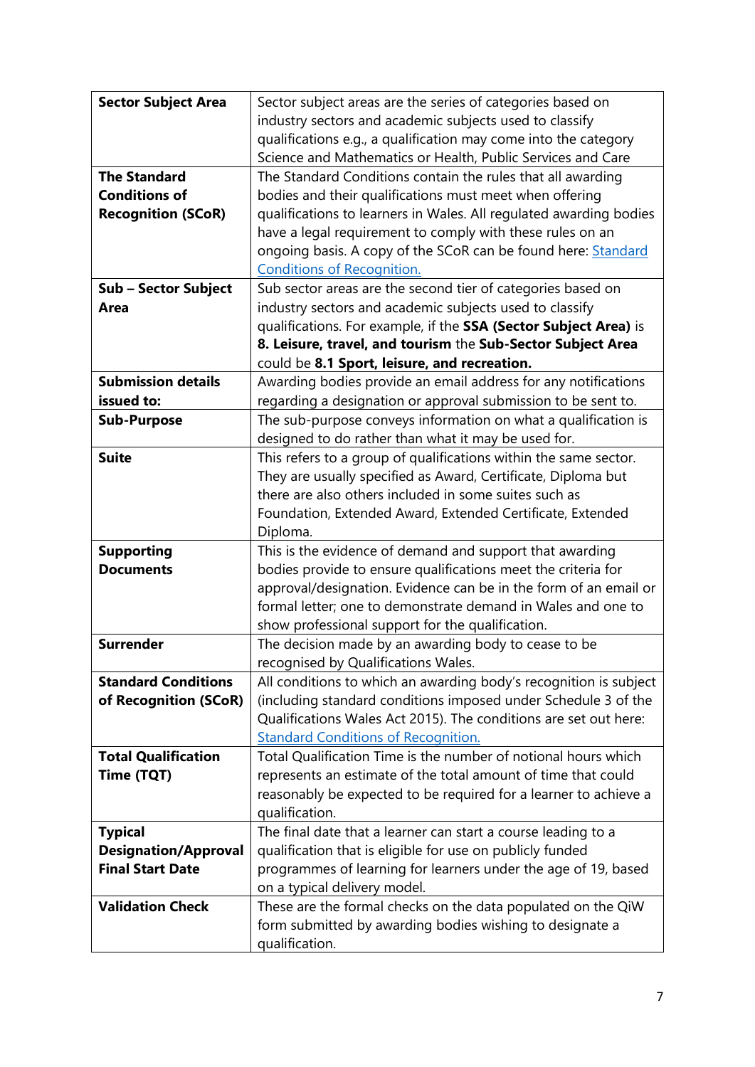| | |
|---|---|
| **Sector Subject Area** | Sector subject areas are the series of categories based on industry sectors and academic subjects used to classify qualifications e.g., a qualification may come into the category Science and Mathematics or Health, Public Services and Care |
| **The Standard Conditions of Recognition (SCoR)** | The Standard Conditions contain the rules that all awarding bodies and their qualifications must meet when offering qualifications to learners in Wales. All regulated awarding bodies have a legal requirement to comply with these rules on an ongoing basis. A copy of the SCoR can be found here: [Standard Conditions of Recognition.](#) |
| **Sub – Sector Subject Area** | Sub sector areas are the second tier of categories based on industry sectors and academic subjects used to classify qualifications. For example, if the **SSA (Sector Subject Area)** is **8. Leisure, travel, and tourism** the **Sub-Sector Subject Area** could be **8.1 Sport, leisure, and recreation.** |
| **Submission details issued to:** | Awarding bodies provide an email address for any notifications regarding a designation or approval submission to be sent to. |
| **Sub-Purpose** | The sub-purpose conveys information on what a qualification is designed to do rather than what it may be used for. |
| **Suite** | This refers to a group of qualifications within the same sector. They are usually specified as Award, Certificate, Diploma but there are also others included in some suites such as Foundation, Extended Award, Extended Certificate, Extended Diploma. |
| **Supporting Documents** | This is the evidence of demand and support that awarding bodies provide to ensure qualifications meet the criteria for approval/designation. Evidence can be in the form of an email or formal letter; one to demonstrate demand in Wales and one to show professional support for the qualification. |
| **Surrender** | The decision made by an awarding body to cease to be recognised by Qualifications Wales. |
| **Standard Conditions of Recognition (SCoR)** | All conditions to which an awarding body's recognition is subject (including standard conditions imposed under Schedule 3 of the Qualifications Wales Act 2015). The conditions are set out here: [Standard Conditions of Recognition.](#) |
| **Total Qualification Time (TQT)** | Total Qualification Time is the number of notional hours which represents an estimate of the total amount of time that could reasonably be expected to be required for a learner to achieve a qualification. |
| **Typical Designation/Approval Final Start Date** | The final date that a learner can start a course leading to a qualification that is eligible for use on publicly funded programmes of learning for learners under the age of 19, based on a typical delivery model. |
| **Validation Check** | These are the formal checks on the data populated on the QiW form submitted by awarding bodies wishing to designate a qualification. |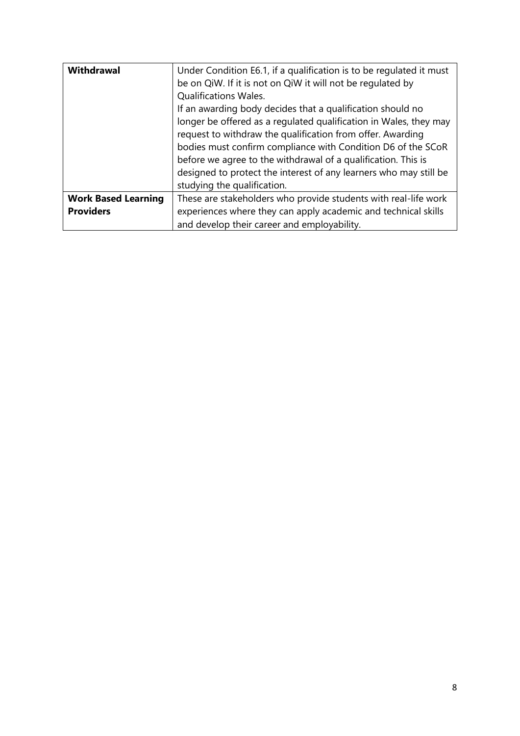| | |
|---|---|
| **Withdrawal** | Under Condition E6.1, if a qualification is to be regulated it must be on QiW. If it is not on QiW it will not be regulated by Qualifications Wales.<br>If an awarding body decides that a qualification should no longer be offered as a regulated qualification in Wales, they may request to withdraw the qualification from offer. Awarding bodies must confirm compliance with Condition D6 of the SCoR before we agree to the withdrawal of a qualification. This is designed to protect the interest of any learners who may still be studying the qualification. |
| **Work Based Learning Providers** | These are stakeholders who provide students with real-life work experiences where they can apply academic and technical skills and develop their career and employability. |